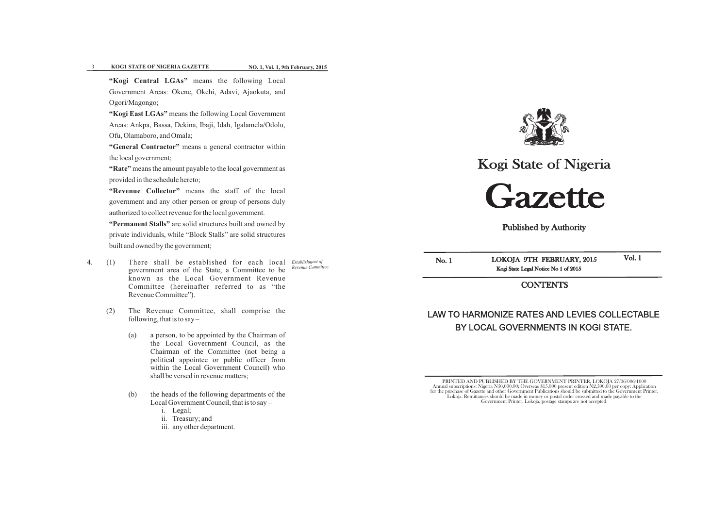**"Kogi Central LGAs"** means the following Local Government Areas: Okene, Okehi, Adavi, Ajaokuta, and Ogori/Magongo;

**"Kogi East LGAs"** means the following Local Government Areas: Ankpa, Bassa, Dekina, Ibaji, Idah, Igalamela/Odolu, Ofu, Olamaboro, and Omala;

**"General Contractor"** means a general contractor within the local government;

**"Rate"** means the amount payable to the local government as provided in the schedule hereto;

**"Revenue Collector"** means the staff of the local government and any other person or group of persons duly authorized to collect revenue for the local government.

**"Permanent Stalls"** are solid structures built and owned by private individuals, while "Block Stalls" are solid structures built and owned by the government;

*Establishment of Revenue Committee.*

4. (1) There shall be established for each local government area of the State, a Committee to be known as the Local Government Revenue Committee (hereinafter referred to as "the Revenue Committee").

   (2) The Revenue Committee, shall comprise the following, that is to say –

   (a) a person, to be appointed by the Chairman of the Local Government Council, as the Chairman of the Committee (not being a political appointee or public officer from within the Local Government Council) who shall be versed in revenue matters;

   (b) the heads of the following departments of the Local Government Council, that is to say –

   i. Legal;
   ii. Treasury; and
   iii. any other department.

# Kogi State of Nigeria

# Gazette

Published by Authority

No. 1 | LOKOJA 9TH FEBRUARY, 2015 | Vol. 1

Kogi State Legal Notice No 1 of 2015

## CONTENTS

## LAW TO HARMONIZE RATES AND LEVIES COLLECTABLE BY LOCAL GOVERNMENTS IN KOGI STATE.

PRINTED AND PUBLISHED BY THE GOVERNMENT PRINTER, LOKOJA 27/06/006/1000
Annual subscriptions: Nigeria N50,000.00; Overseas $15,000 present edition N2,500.00 per copy: Application for the purchase of Gazette and other Government Publications should be submitted to the Government Printer, Lokoja. Remittances should be made in money or postal order crossed and made payable to the Government Printer, Lokoja. postage stamps are not accepted.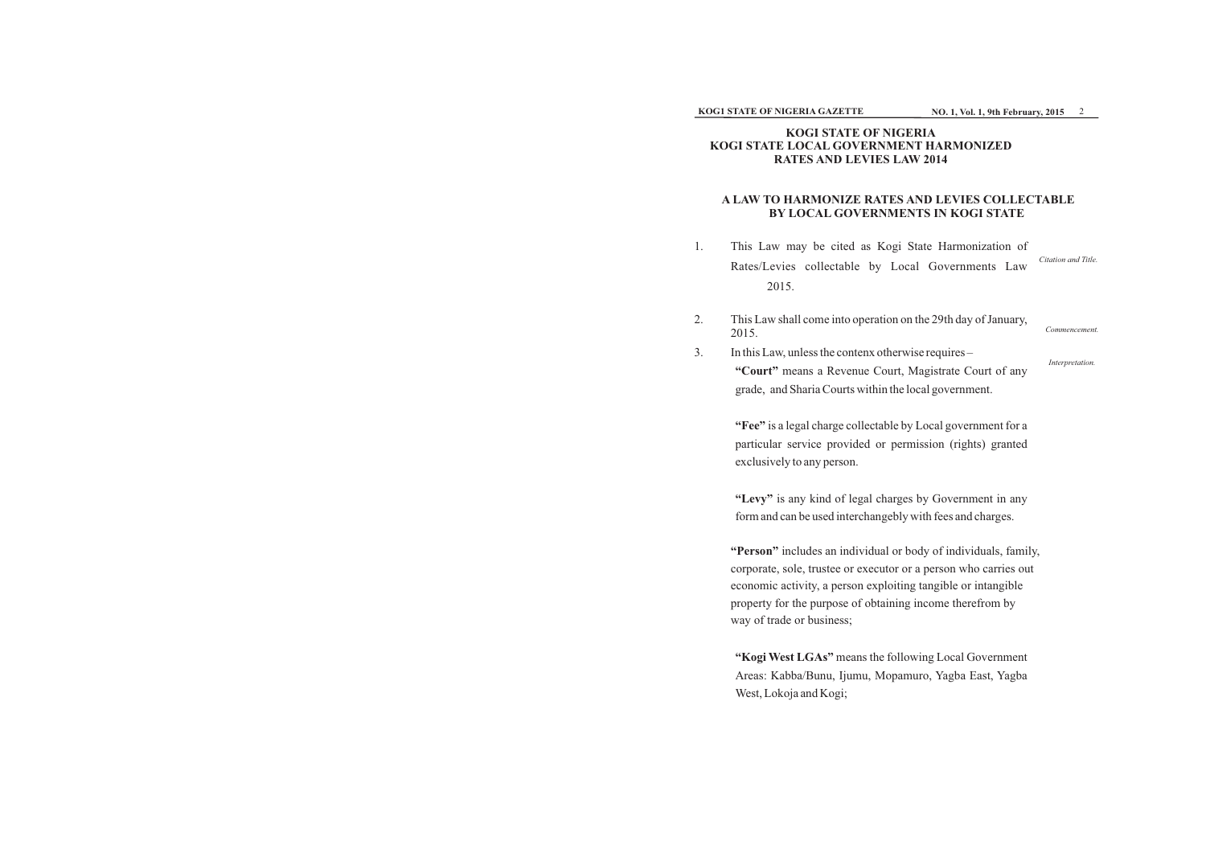# KOGI STATE OF NIGERIA
# KOGI STATE LOCAL GOVERNMENT HARMONIZED RATES AND LEVIES LAW 2014

## A LAW TO HARMONIZE RATES AND LEVIES COLLECTABLE BY LOCAL GOVERNMENTS IN KOGI STATE

1. This Law may be cited as Kogi State Harmonization of Rates/Levies collectable by Local Governments Law 2015. *Citation and Title.*

2. This Law shall come into operation on the 29th day of January, 2015. *Commencement.*

3. In this Law, unless the contenx otherwise requires – *Interpretation.*

   **"Court"** means a Revenue Court, Magistrate Court of any grade, and Sharia Courts within the local government.

   **"Fee"** is a legal charge collectable by Local government for a particular service provided or permission (rights) granted exclusively to any person.

   **"Levy"** is any kind of legal charges by Government in any form and can be used interchangebly with fees and charges.

   **"Person"** includes an individual or body of individuals, family, corporate, sole, trustee or executor or a person who carries out economic activity, a person exploiting tangible or intangible property for the purpose of obtaining income therefrom by way of trade or business;

   **"Kogi West LGAs"** means the following Local Government Areas: Kabba/Bunu, Ijumu, Mopamuro, Yagba East, Yagba West, Lokoja and Kogi;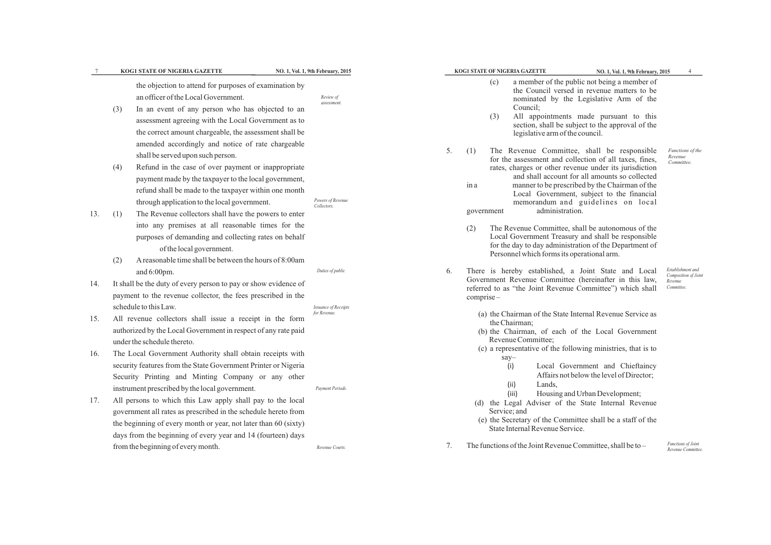the objection to attend for purposes of examination by an officer of the Local Government.

*Review of assessment.*

(3) In an event of any person who has objected to an assessment agreeing with the Local Government as to the correct amount chargeable, the assessment shall be amended accordingly and notice of rate chargeable shall be served upon such person.

(4) Refund in the case of over payment or inappropriate payment made by the taxpayer to the local government, refund shall be made to the taxpayer within one month through application to the local government.

*Powers of Revenue Collectors.*

13. (1) The Revenue collectors shall have the powers to enter into any premises at all reasonable times for the purposes of demanding and collecting rates on behalf of the local government.

(2) A reasonable time shall be between the hours of 8:00am and 6:00pm.

*Duties of public*

14. It shall be the duty of every person to pay or show evidence of payment to the revenue collector, the fees prescribed in the schedule to this Law.

*Issuance of Receipts for Revenue.*

15. All revenue collectors shall issue a receipt in the form authorized by the Local Government in respect of any rate paid under the schedule thereto.

16. The Local Government Authority shall obtain receipts with security features from the State Government Printer or Nigeria Security Printing and Minting Company or any other instrument prescribed by the local government.

*Payment Periods.*

17. All persons to which this Law apply shall pay to the local government all rates as prescribed in the schedule hereto from the beginning of every month or year, not later than 60 (sixty) days from the beginning of every year and 14 (fourteen) days from the beginning of every month.

*Revenue Courts.*

(c) a member of the public not being a member of the Council versed in revenue matters to be nominated by the Legislative Arm of the Council;

(3) All appointments made pursuant to this section, shall be subject to the approval of the legislative arm of the council.

*Functions of the Revenue Committee.*

5. (1) The Revenue Committee, shall be responsible for the assessment and collection of all taxes, fines, rates, charges or other revenue under its jurisdiction and shall account for all amounts so collected in a manner to be prescribed by the Chairman of the Local Government, subject to the financial memorandum and guidelines on local government administration.

(2) The Revenue Committee, shall be autonomous of the Local Government Treasury and shall be responsible for the day to day administration of the Department of Personnel which forms its operational arm.

*Establishment and Composition of Joint Revenue Committee.*

6. There is hereby established, a Joint State and Local Government Revenue Committee (hereinafter in this law, referred to as "the Joint Revenue Committee") which shall comprise –

(a) the Chairman of the State Internal Revenue Service as the Chairman;

(b) the Chairman, of each of the Local Government Revenue Committee;

(c) a representative of the following ministries, that is to say–

(i) Local Government and Chieftaincy Affairs not below the level of Director;

(ii) Lands,

(iii) Housing and Urban Development;

(d) the Legal Adviser of the State Internal Revenue Service; and

(e) the Secretary of the Committee shall be a staff of the State Internal Revenue Service.

*Functions of Joint Revenue Committee.*

7. The functions of the Joint Revenue Committee, shall be to –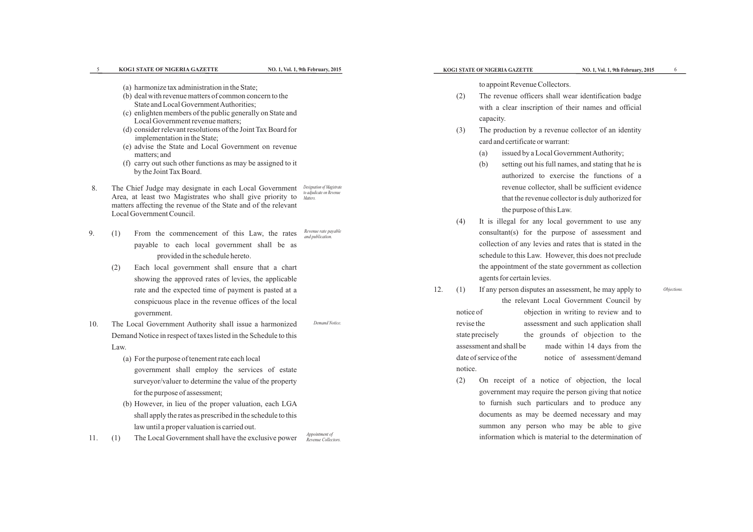(a) harmonize tax administration in the State;
(b) deal with revenue matters of common concern to the State and Local Government Authorities;
(c) enlighten members of the public generally on State and Local Government revenue matters;
(d) consider relevant resolutions of the Joint Tax Board for implementation in the State;
(e) advise the State and Local Government on revenue matters; and
(f) carry out such other functions as may be assigned to it by the Joint Tax Board.

8\. The Chief Judge may designate in each Local Government Area, at least two Magistrates who shall give priority to matters affecting the revenue of the State and of the relevant Local Government Council. *Designation of Magistrate to adjudicate on Revenue Matters.*

9\. (1) From the commencement of this Law, the rates payable to each local government shall be as provided in the schedule hereto. *Revenue rate payable and publication.*

(2) Each local government shall ensure that a chart showing the approved rates of levies, the applicable rate and the expected time of payment is pasted at a conspicuous place in the revenue offices of the local government.

10\. The Local Government Authority shall issue a harmonized Demand Notice in respect of taxes listed in the Schedule to this Law. *Demand Notice.*

(a) For the purpose of tenement rate each local government shall employ the services of estate surveyor/valuer to determine the value of the property for the purpose of assessment;

(b) However, in lieu of the proper valuation, each LGA shall apply the rates as prescribed in the schedule to this law until a proper valuation is carried out.

11\. (1) The Local Government shall have the exclusive power to appoint Revenue Collectors. *Appointment of Revenue Collectors.*

(2) The revenue officers shall wear identification badge with a clear inscription of their names and official capacity.

(3) The production by a revenue collector of an identity card and certificate or warrant:

(a) issued by a Local Government Authority;

(b) setting out his full names, and stating that he is authorized to exercise the functions of a revenue collector, shall be sufficient evidence that the revenue collector is duly authorized for the purpose of this Law.

(4) It is illegal for any local government to use any consultant(s) for the purpose of assessment and collection of any levies and rates that is stated in the schedule to this Law. However, this does not preclude the appointment of the state government as collection agents for certain levies.

12\. (1) If any person disputes an assessment, he may apply to the relevant Local Government Council by notice of objection in writing to review and to revise the assessment and such application shall state precisely the grounds of objection to the assessment and shall be made within 14 days from the date of service of the notice of assessment/demand notice. *Objections.*

(2) On receipt of a notice of objection, the local government may require the person giving that notice to furnish such particulars and to produce any documents as may be deemed necessary and may summon any person who may be able to give information which is material to the determination of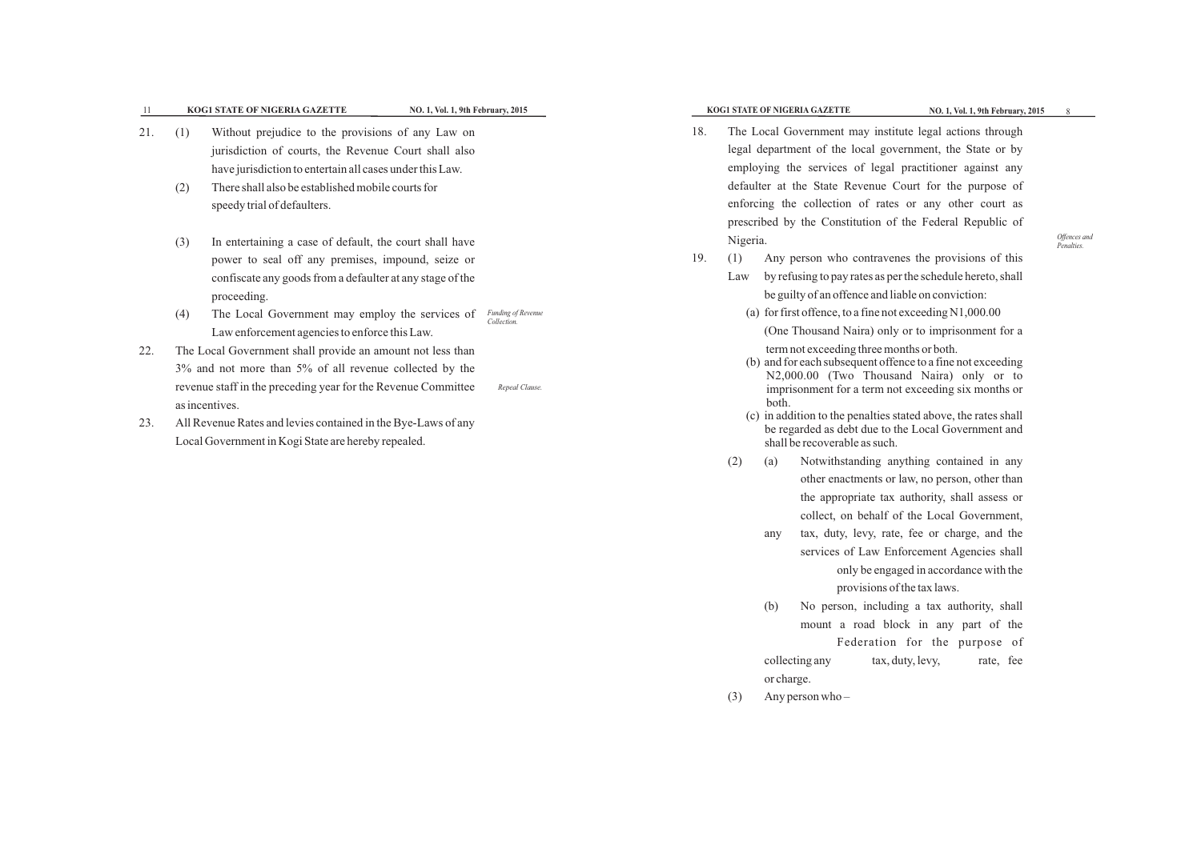21. (1) Without prejudice to the provisions of any Law on jurisdiction of courts, the Revenue Court shall also have jurisdiction to entertain all cases under this Law.

(2) There shall also be established mobile courts for speedy trial of defaulters.

(3) In entertaining a case of default, the court shall have power to seal off any premises, impound, seize or confiscate any goods from a defaulter at any stage of the proceeding.

(4) The Local Government may employ the services of Law enforcement agencies to enforce this Law.

*Funding of Revenue Collection.*

22. The Local Government shall provide an amount not less than 3% and not more than 5% of all revenue collected by the revenue staff in the preceding year for the Revenue Committee as incentives.

*Repeal Clause.*

23. All Revenue Rates and levies contained in the Bye-Laws of any Local Government in Kogi State are hereby repealed.

18. The Local Government may institute legal actions through legal department of the local government, the State or by employing the services of legal practitioner against any defaulter at the State Revenue Court for the purpose of enforcing the collection of rates or any other court as prescribed by the Constitution of the Federal Republic of Nigeria.

*Offences and Penalties.*

19. (1) Any person who contravenes the provisions of this Law by refusing to pay rates as per the schedule hereto, shall be guilty of an offence and liable on conviction:

(a) for first offence, to a fine not exceeding N1,000.00 (One Thousand Naira) only or to imprisonment for a term not exceeding three months or both.

(b) and for each subsequent offence to a fine not exceeding N2,000.00 (Two Thousand Naira) only or to imprisonment for a term not exceeding six months or both.

(c) in addition to the penalties stated above, the rates shall be regarded as debt due to the Local Government and shall be recoverable as such.

(2) (a) Notwithstanding anything contained in any other enactments or law, no person, other than the appropriate tax authority, shall assess or collect, on behalf of the Local Government, any tax, duty, levy, rate, fee or charge, and the services of Law Enforcement Agencies shall only be engaged in accordance with the provisions of the tax laws.

(b) No person, including a tax authority, shall mount a road block in any part of the Federation for the purpose of collecting any tax, duty, levy, rate, fee or charge.

(3) Any person who –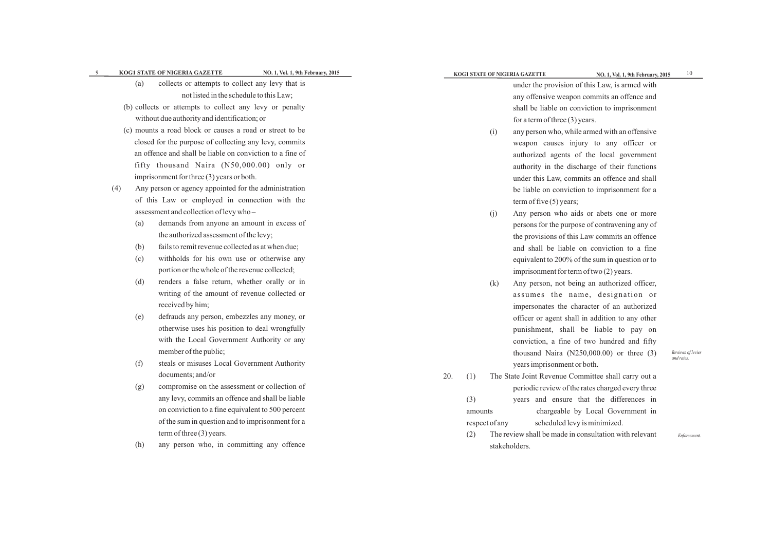(a) collects or attempts to collect any levy that is not listed in the schedule to this Law;

(b) collects or attempts to collect any levy or penalty without due authority and identification; or

(c) mounts a road block or causes a road or street to be closed for the purpose of collecting any levy, commits an offence and shall be liable on conviction to a fine of fifty thousand Naira (N50,000.00) only or imprisonment for three (3) years or both.

(4) Any person or agency appointed for the administration of this Law or employed in connection with the assessment and collection of levy who –

(a) demands from anyone an amount in excess of the authorized assessment of the levy;

(b) fails to remit revenue collected as at when due;

(c) withholds for his own use or otherwise any portion or the whole of the revenue collected;

(d) renders a false return, whether orally or in writing of the amount of revenue collected or received by him;

(e) defrauds any person, embezzles any money, or otherwise uses his position to deal wrongfully with the Local Government Authority or any member of the public;

(f) steals or misuses Local Government Authority documents; and/or

(g) compromise on the assessment or collection of any levy, commits an offence and shall be liable on conviction to a fine equivalent to 500 percent of the sum in question and to imprisonment for a term of three (3) years.

(h) any person who, in committing any offence under the provision of this Law, is armed with any offensive weapon commits an offence and shall be liable on conviction to imprisonment for a term of three (3) years.

(i) any person who, while armed with an offensive weapon causes injury to any officer or authorized agents of the local government authority in the discharge of their functions under this Law, commits an offence and shall be liable on conviction to imprisonment for a term of five (5) years;

(j) Any person who aids or abets one or more persons for the purpose of contravening any of the provisions of this Law commits an offence and shall be liable on conviction to a fine equivalent to 200% of the sum in question or to imprisonment for term of two (2) years.

(k) Any person, not being an authorized officer, assumes the name, designation or impersonates the character of an authorized officer or agent shall in addition to any other punishment, shall be liable to pay on conviction, a fine of two hundred and fifty thousand Naira (N250,000.00) or three (3) years imprisonment or both.

*Reviews of levies and rates.*

20. (1) The State Joint Revenue Committee shall carry out a periodic review of the rates charged every three (3) years and ensure that the differences in amounts chargeable by Local Government in respect of any scheduled levy is minimized.

(2) The review shall be made in consultation with relevant stakeholders.

*Enforcement.*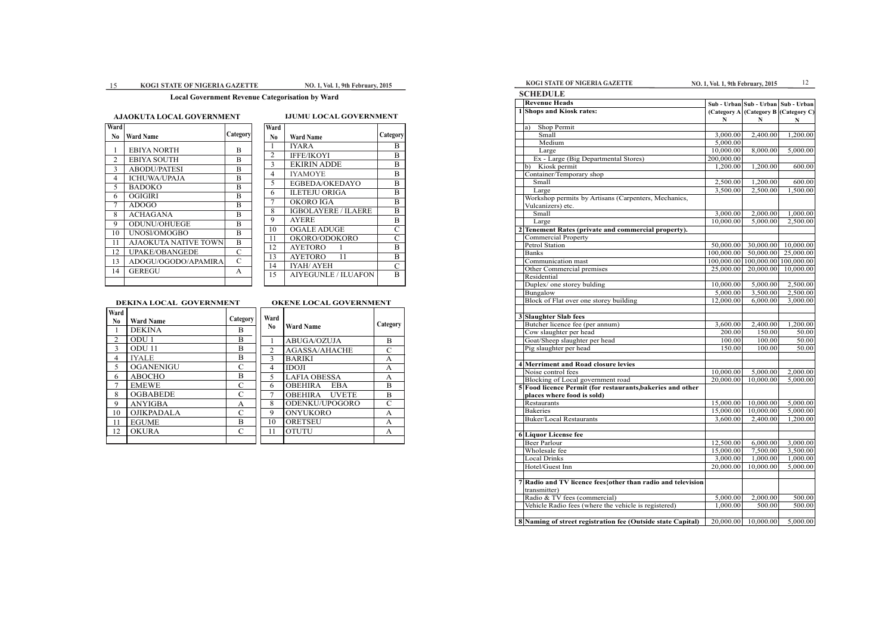## Local Government Revenue Categorisation by Ward

### AJAOKUTA LOCAL GOVERNMENT

| Ward No | Ward Name | Category |
|---|---|---|
| 1 | EBIYA NORTH | B |
| 2 | EBIYA SOUTH | B |
| 3 | ABODU/PATESI | B |
| 4 | ICHUWA/UPAJA | B |
| 5 | BADOKO | B |
| 6 | OGIGIRI | B |
| 7 | ADOGO | B |
| 8 | ACHAGANA | B |
| 9 | ODUNU/OHUEGE | B |
| 10 | UNOSI/OMOGBO | B |
| 11 | AJAOKUTA NATIVE TOWN | B |
| 12 | UPAKE/OBANGEDE | C |
| 13 | ADOGU/OGODO/APAMIRA | C |
| 14 | GEREGU | A |

### IJUMU LOCAL GOVERNMENT

| Ward No | Ward Name | Category |
|---|---|---|
| 1 | IYARA | B |
| 2 | IFFE/IKOYI | B |
| 3 | EKIRIN ADDE | B |
| 4 | IYAMOYE | B |
| 5 | EGBEDA/OKEDAYO | B |
| 6 | ILETEJU ORIGA | B |
| 7 | OKORO IGA | B |
| 8 | IGBOLAYERE / ILAERE | B |
| 9 | AYERE | B |
| 10 | OGALE ADUGE | C |
| 11 | OKORO/ODOKORO | C |
| 12 | AYETORO 1 | B |
| 13 | AYETORO 11 | B |
| 14 | IYAH/ AYEH | C |
| 15 | AIYEGUNLE / ILUAFON | B |

### DEKINA LOCAL GOVERNMENT

| Ward No | Ward Name | Category |
|---|---|---|
| 1 | DEKINA | B |
| 2 | ODU 1 | B |
| 3 | ODU 11 | B |
| 4 | IYALE | B |
| 5 | OGANENIGU | C |
| 6 | ABOCHO | B |
| 7 | EMEWE | C |
| 8 | OGBABEDE | C |
| 9 | ANYIGBA | A |
| 10 | OJIKPADALA | C |
| 11 | EGUME | B |
| 12 | OKURA | C |

### OKENE LOCAL GOVERNMENT

| Ward No | Ward Name | Category |
|---|---|---|
| 1 | ABUGA/OZUJA | B |
| 2 | AGASSA/AHACHE | C |
| 3 | BARIKI | A |
| 4 | IDOJI | A |
| 5 | LAFIA OBESSA | A |
| 6 | OBEHIRA EBA | B |
| 7 | OBEHIRA UVETE | B |
| 8 | ODENKU/UPOGORO | C |
| 9 | ONYUKORO | A |
| 10 | ORETSEU | A |
| 11 | OTUTU | A |

## SCHEDULE

| | Revenue Heads | Sub - Urban (Category A) N | Sub - Urban (Category B) N | Sub - Urban (Category C) N |
|---|---|---|---|---|
| 1 | **Shops and Kiosk rates:** | | | |
| | a) Shop Permit | | | |
| | Small | 3,000.00 | 2,400.00 | 1,200.00 |
| | Medium | 5,000.00 | | |
| | Large | 10,000.00 | 8,000.00 | 5,000.00 |
| | Ex - Large (Big Departmental Stores) | 200,000.00 | | |
| | b) Kiosk permit | 1,200.00 | 1,200.00 | 600.00 |
| | Container/Temporary shop | | | |
| | Small | 2,500.00 | 1,200.00 | 600.00 |
| | Large | 3,500.00 | 2,500.00 | 1,500.00 |
| | Workshop permits by Artisans (Carpenters, Mechanics, Vulcanizers) etc. | | | |
| | Small | 3,000.00 | 2,000.00 | 1,000.00 |
| | Large | 10,000.00 | 5,000.00 | 2,500.00 |
| 2 | **Tenement Rates (private and commercial property).** | | | |
| | Commercial Property | | | |
| | Petrol Station | 50,000.00 | 30,000.00 | 10,000.00 |
| | Banks | 100,000.00 | 50,000.00 | 25,000.00 |
| | Communication mast | 100,000.00 | 100,000.00 | 100,000.00 |
| | Other Commercial premises | 25,000.00 | 20,000.00 | 10,000.00 |
| | Residential | | | |
| | Duplex/ one storey bulding | 10,000.00 | 5,000.00 | 2,500.00 |
| | Bungalow | 5,000.00 | 3,500.00 | 2,500.00 |
| | Block of Flat over one storey building | 12,000.00 | 6,000.00 | 3,000.00 |
| 3 | **Slaughter Slab fees** | | | |
| | Butcher licence fee (per annum) | 3,600.00 | 2,400.00 | 1,200.00 |
| | Cow slaughter per head | 200.00 | 150.00 | 50.00 |
| | Goat/Sheep slaughter per head | 100.00 | 100.00 | 50.00 |
| | Pig slaughter per head | 150.00 | 100.00 | 50.00 |
| 4 | **Merriment and Road closure levies** | | | |
| | Noise control fees | 10,000.00 | 5,000.00 | 2,000.00 |
| | Blocking of Local government road | 20,000.00 | 10,000.00 | 5,000.00 |
| 5 | **Food licence Permit (for restaurants,bakeries and other places where food is sold)** | | | |
| | Restaurants | 15,000.00 | 10,000.00 | 5,000.00 |
| | Bakeries | 15,000.00 | 10,000.00 | 5,000.00 |
| | Buker/Local Restaurants | 3,600.00 | 2,400.00 | 1,200.00 |
| 6 | **Liquor License fee** | | | |
| | Beer Parlour | 12,500.00 | 6,000.00 | 3,000.00 |
| | Wholesale fee | 15,000.00 | 7,500.00 | 3,500.00 |
| | Local Drinks | 3,000.00 | 1,000.00 | 1,000.00 |
| | Hotel/Guest Inn | 20,000.00 | 10,000.00 | 5,000.00 |
| 7 | **Radio and TV licence fees{other than radio and television** transmitter) | | | |
| | Radio & TV fees (commercial) | 5,000.00 | 2,000.00 | 500.00 |
| | Vehicle Radio fees (where the vehicle is registered) | 1,000.00 | 500.00 | 500.00 |
| 8 | **Naming of street registration fee (Outside state Capital)** | 20,000.00 | 10,000.00 | 5,000.00 |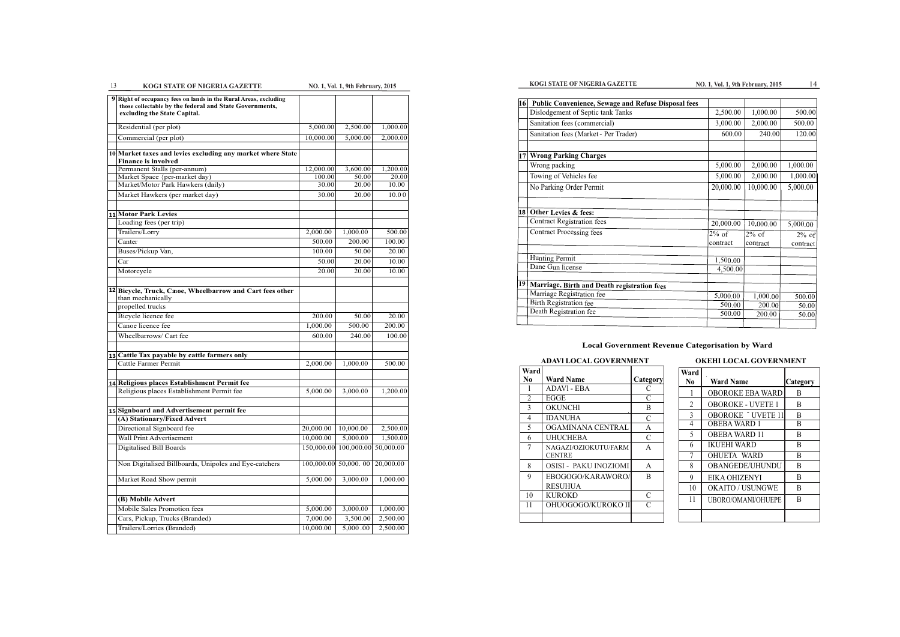| | | | | |
|---|---|---|---|---|
| 9 | **Right of occupancy fees on lands in the Rural Areas, excluding those collectable by the federal and State Governments, excluding the State Capital.** | | | |
| | Residential (per plot) | 5,000.00 | 2,500.00 | 1,000.00 |
| | Commercial (per plot) | 10,000.00 | 5,000.00 | 2,000.00 |
| | | | | |
| 10 | **Market taxes and levies excluding any market where State Finance is involved** | | | |
| | Permanent Stalls (per-annum) | 12,000.00 | 3,600.00 | 1,200.00 |
| | Market Space {per-market day) | 100.00 | 50.00 | 20.00 |
| | Market/Motor Park Hawkers (daily) | 30.00 | 20.00 | 10.00 |
| | Market Hawkers (per market day) | 30.00 | 20.00 | 10.00 |
| | | | | |
| 11 | **Motor Park Levies** | | | |
| | Loading fees (per trip) | | | |
| | Trailers/Lorry | 2,000.00 | 1,000.00 | 500.00 |
| | Canter | 500.00 | 200.00 | 100.00 |
| | Buses/Pickup Van, | 100.00 | 50.00 | 20.00 |
| | Car | 50.00 | 20.00 | 10.00 |
| | Motorcycle | 20.00 | 20.00 | 10.00 |
| | | | | |
| 12 | **Bicycle, Truck, Canoe, Wheelbarrow and Cart fees other** than mechanically | | | |
| | propelled trucks | | | |
| | Bicycle licence fee | 200.00 | 50.00 | 20.00 |
| | Canoe licence fee | 1,000.00 | 500.00 | 200.00 |
| | Wheelbarrows/ Cart fee | 600.00 | 240.00 | 100.00 |
| | | | | |
| 13 | **Cattle Tax payable by cattle farmers only** | | | |
| | Cattle Farmer Permit | 2,000.00 | 1,000.00 | 500.00 |
| | | | | |
| 14 | **Religious places Establishment Permit fee** | | | |
| | Religious places Establishment Permit fee | 5,000.00 | 3,000.00 | 1,200.00 |
| | | | | |
| 15 | **Signboard and Advertisement permit fee** | | | |
| | **(A) Stationary/Fixed Advert** | | | |
| | Directional Signboard fee | 20,000.00 | 10,000.00 | 2,500.00 |
| | Wall Print Advertisement | 10,000.00 | 5,000.00 | 1,500.00 |
| | Digitalised Bill Boards | 150,000.00 | 100,000.00 | 50,000.00 |
| | Non Digitalised Billboards, Unipoles and Eye-catchers | 100,000.00 | 50,000. 00 | 20,000.00 |
| | Market Road Show permit | 5,000.00 | 3,000.00 | 1,000.00 |
| | | | | |
| | **(B) Mobile Advert** | | | |
| | Mobile Sales Promotion fees | 5,000.00 | 3,000.00 | 1,000.00 |
| | Cars, Pickup, Trucks (Branded) | 7,000.00 | 3,500.00 | 2,500.00 |
| | Trailers/Lorries (Branded) | 10,000.00 | 5,000 .00 | 2,500.00 |
| 16 | **Public Convenience, Sewage and Refuse Disposal fees** | | | |
| | Dislodgement of Septic tank Tanks | 2,500.00 | 1,000.00 | 500.00 |
| | Sanitation fees (commercial) | 3,000.00 | 2,000.00 | 500.00 |
| | Sanitation fees (Market - Per Trader) | 600.00 | 240.00 | 120.00 |
| | | | | |
| 17 | **Wrong Parking Charges** | | | |
| | Wrong packing | 5,000.00 | 2,000.00 | 1,000.00 |
| | Towing of Vehicles fee | 5,000.00 | 2,000.00 | 1,000.00 |
| | No Parking Order Permit | 20,000.00 | 10,000.00 | 5,000.00 |
| | | | | |
| 18 | **Other Levies & fees:** | | | |
| | Contract Registration fees | 20,000.00 | 10,000.00 | 5,000.00 |
| | Contract Processing fees | 2% of contract | 2% of contract | 2% of contract |
| | | | | |
| | Hunting Permit | 1,500.00 | | |
| | Dane Gun license | 4,500.00 | | |
| | | | | |
| 19 | **Marriage, Birth and Death registration fees** | | | |
| | Marriage Registration fee | 5,000.00 | 1,000.00 | 500.00 |
| | Birth Registration fee | 500.00 | 200.00 | 50.00 |
| | Death Registration fee | 500.00 | 200.00 | 50.00 |

## Local Government Revenue Categorisation by Ward

**ADAVI LOCAL GOVERNMENT**

| Ward No | Ward Name | Category |
|---|---|---|
| 1 | ADAVI - EBA | C |
| 2 | EGGE | C |
| 3 | OKUNCHI | B |
| 4 | IDANUHA | C |
| 5 | OGAMINANA CENTRAL | A |
| 6 | UHUCHEBA | C |
| 7 | NAGAZI/OZIOKUTU/FARM CENTRE | A |
| 8 | OSISI - PAKU INOZIOMI | A |
| 9 | EBOGOGO/KARAWORO/ RESUHUA | B |
| 10 | KUROKO | C |
| 11 | OHUOGOGO/KUROKO II | C |

**OKEHI LOCAL GOVERNMENT**

| Ward No | Ward Name | Category |
|---|---|---|
| 1 | OBOROKE EBA WARD | B |
| 2 | OBOROKE - UVETE 1 | B |
| 3 | OBOROKE UVETE 11 | B |
| 4 | OBEBA WARD 1 | B |
| 5 | OBEBA WARD 11 | B |
| 6 | IKUEHI WARD | B |
| 7 | OHUETA WARD | B |
| 8 | OBANGEDE/UHUNDU | B |
| 9 | EIKA OHIZENYI | B |
| 10 | OKAITO / USUNGWE | B |
| 11 | UBORO/OMANI/OHUEPE | B |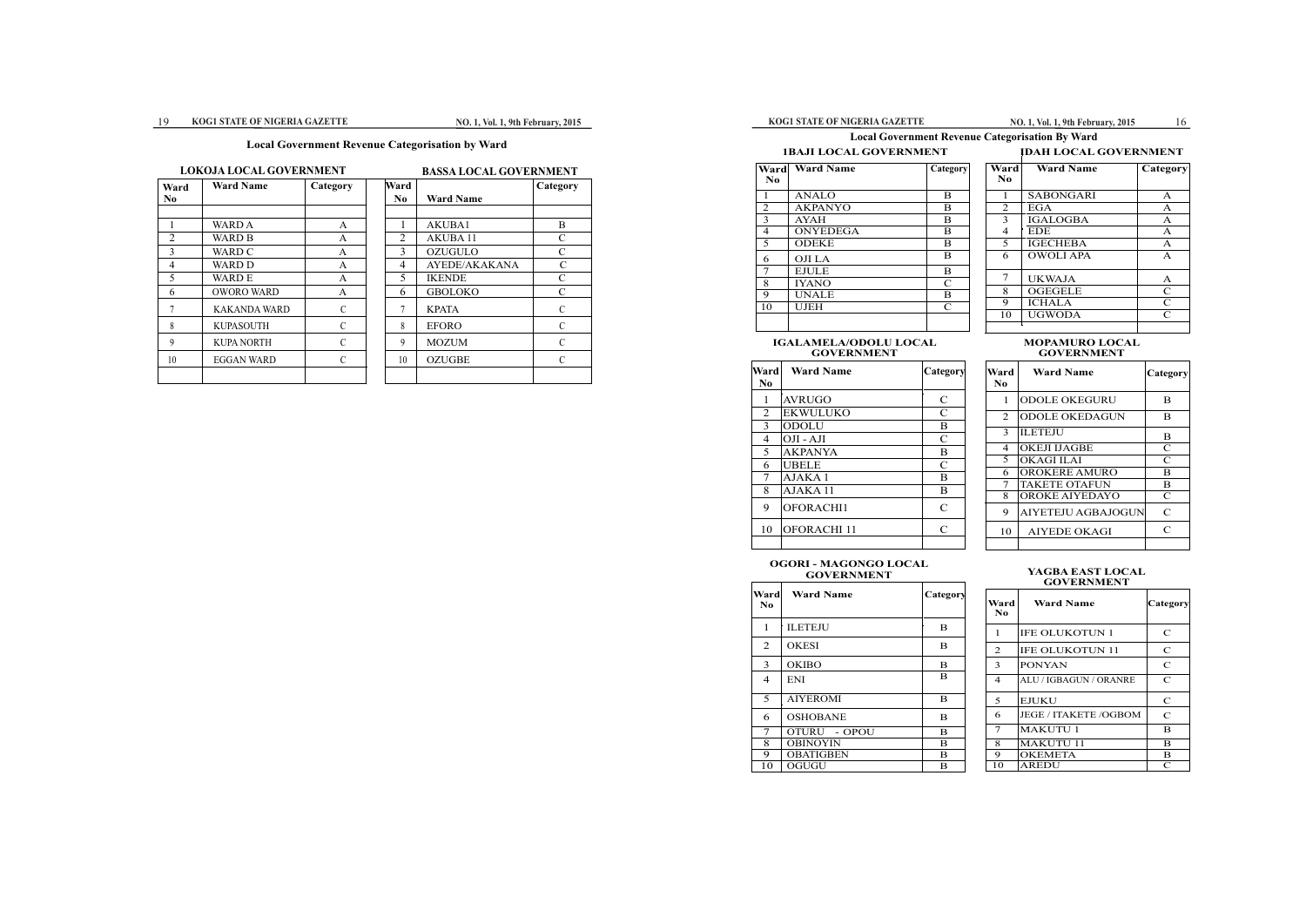## Local Government Revenue Categorisation by Ward

### LOKOJA LOCAL GOVERNMENT

| Ward No | Ward Name | Category |
|---|---|---|
| 1 | WARD A | A |
| 2 | WARD B | A |
| 3 | WARD C | A |
| 4 | WARD D | A |
| 5 | WARD E | A |
| 6 | OWORO WARD | A |
| 7 | KAKANDA WARD | C |
| 8 | KUPASOUTH | C |
| 9 | KUPA NORTH | C |
| 10 | EGGAN WARD | C |

### BASSA LOCAL GOVERNMENT

| Ward No | Ward Name | Category |
|---|---|---|
| 1 | AKUBA1 | B |
| 2 | AKUBA 11 | C |
| 3 | OZUGULO | C |
| 4 | AYEDE/AKAKANA | C |
| 5 | IKENDE | C |
| 6 | GBOLOKO | C |
| 7 | KPATA | C |
| 8 | EFORO | C |
| 9 | MOZUM | C |
| 10 | OZUGBE | C |

## Local Government Revenue Categorisation By Ward

### IBAJI LOCAL GOVERNMENT

| Ward No | Ward Name | Category |
|---|---|---|
| 1 | ANALO | B |
| 2 | AKPANYO | B |
| 3 | AYAH | B |
| 4 | ONYEDEGA | B |
| 5 | ODEKE | B |
| 6 | OJI LA | B |
| 7 | EJULE | B |
| 8 | IYANO | C |
| 9 | UNALE | B |
| 10 | UJEH | C |

### IDAH LOCAL GOVERNMENT

| Ward No | Ward Name | Category |
|---|---|---|
| 1 | SABONGARI | A |
| 2 | EGA | A |
| 3 | IGALOGBA | A |
| 4 | EDE | A |
| 5 | IGECHEBA | A |
| 6 | OWOLI APA | A |
| 7 | UKWAJA | A |
| 8 | OGEGELE | C |
| 9 | ICHALA | C |
| 10 | UGWODA | C |

### IGALAMELA/ODOLU LOCAL GOVERNMENT

| Ward No | Ward Name | Category |
|---|---|---|
| 1 | AVRUGO | C |
| 2 | EKWULUKO | C |
| 3 | ODOLU | B |
| 4 | OJI - AJI | C |
| 5 | AKPANYA | B |
| 6 | UBELE | C |
| 7 | AJAKA 1 | B |
| 8 | AJAKA 11 | B |
| 9 | OFORACHI1 | C |
| 10 | OFORACHI 11 | C |

### MOPAMURO LOCAL GOVERNMENT

| Ward No | Ward Name | Category |
|---|---|---|
| 1 | ODOLE OKEGURU | B |
| 2 | ODOLE OKEDAGUN | B |
| 3 | ILETEJU | B |
| 4 | OKEJI IJAGBE | C |
| 5 | OKAGI ILAI | C |
| 6 | OROKERE AMURO | B |
| 7 | TAKETE OTAFUN | B |
| 8 | OROKE AIYEDAYO | C |
| 9 | AIYETEJU AGBAJOGUN | C |
| 10 | AIYEDE OKAGI | C |

### OGORI - MAGONGO LOCAL GOVERNMENT

| Ward No | Ward Name | Category |
|---|---|---|
| 1 | ILETEJU | B |
| 2 | OKESI | B |
| 3 | OKIBO | B |
| 4 | ENI | B |
| 5 | AIYEROMI | B |
| 6 | OSHOBANE | B |
| 7 | OTURU - OPOU | B |
| 8 | OBINOYIN | B |
| 9 | OBATIGBEN | B |
| 10 | OGUGU | B |

### YAGBA EAST LOCAL GOVERNMENT

| Ward No | Ward Name | Category |
|---|---|---|
| 1 | IFE OLUKOTUN 1 | C |
| 2 | IFE OLUKOTUN 11 | C |
| 3 | PONYAN | C |
| 4 | ALU / IGBAGUN / ORANRE | C |
| 5 | EJUKU | C |
| 6 | JEGE / ITAKETE /OGBOM | C |
| 7 | MAKUTU 1 | B |
| 8 | MAKUTU 11 | B |
| 9 | OKEMETA | B |
| 10 | AREDU | C |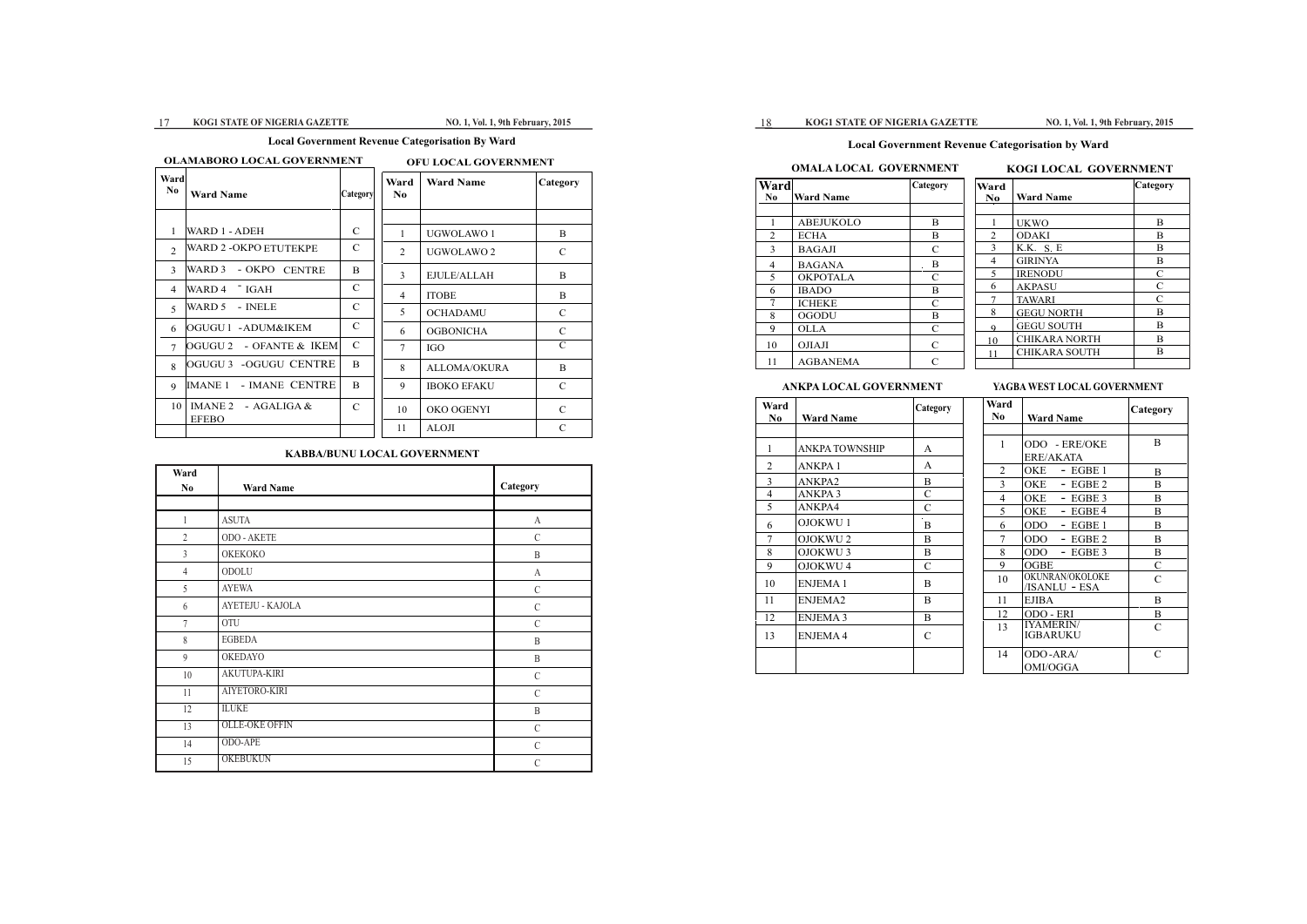## Local Government Revenue Categorisation By Ward

### OLAMABORO LOCAL GOVERNMENT

| Ward No | Ward Name | Category |
|---|---|---|
| 1 | WARD 1 - ADEH | C |
| 2 | WARD 2 -OKPO ETUTEKPE | C |
| 3 | WARD 3 - OKPO CENTRE | B |
| 4 | WARD 4 - IGAH | C |
| 5 | WARD 5 - INELE | C |
| 6 | OGUGU 1 -ADUM&IKEM | C |
| 7 | OGUGU 2 - OFANTE & IKEM | C |
| 8 | OGUGU 3 -OGUGU CENTRE | B |
| 9 | IMANE 1 - IMANE CENTRE | B |
| 10 | IMANE 2 - AGALIGA & EFEBO | C |

### OFU LOCAL GOVERNMENT

| Ward No | Ward Name | Category |
|---|---|---|
| 1 | UGWOLAWO 1 | B |
| 2 | UGWOLAWO 2 | C |
| 3 | EJULE/ALLAH | B |
| 4 | ITOBE | B |
| 5 | OCHADAMU | C |
| 6 | OGBONICHA | C |
| 7 | IGO | C |
| 8 | ALLOMA/OKURA | B |
| 9 | IBOKO EFAKU | C |
| 10 | OKO OGENYI | C |
| 11 | ALOJI | C |

### KABBA/BUNU LOCAL GOVERNMENT

| Ward No | Ward Name | Category |
|---|---|---|
| 1 | ASUTA | A |
| 2 | ODO - AKETE | C |
| 3 | OKEKOKO | B |
| 4 | ODOLU | A |
| 5 | AYEWA | C |
| 6 | AYETEJU - KAJOLA | C |
| 7 | OTU | C |
| 8 | EGBEDA | B |
| 9 | OKEDAYO | B |
| 10 | AKUTUPA-KIRI | C |
| 11 | AIYETORO-KIRI | C |
| 12 | ILUKE | B |
| 13 | OLLE-OKE OFFIN | C |
| 14 | ODO-APE | C |
| 15 | OKEBUKUN | C |

## Local Government Revenue Categorisation by Ward

### OMALA LOCAL GOVERNMENT

| Ward No | Ward Name | Category |
|---|---|---|
| 1 | ABEJUKOLO | B |
| 2 | ECHA | B |
| 3 | BAGAJI | C |
| 4 | BAGANA | B |
| 5 | OKPOTALA | C |
| 6 | IBADO | B |
| 7 | ICHEKE | C |
| 8 | OGODU | B |
| 9 | OLLA | C |
| 10 | OJIAJI | C |
| 11 | AGBANEMA | C |

### KOGI LOCAL GOVERNMENT

| Ward No | Ward Name | Category |
|---|---|---|
| 1 | UKWO | B |
| 2 | ODAKI | B |
| 3 | K.K. S. E | B |
| 4 | GIRINYA | B |
| 5 | IRENODU | C |
| 6 | AKPASU | C |
| 7 | TAWARI | C |
| 8 | GEGU NORTH | B |
| 9 | GEGU SOUTH | B |
| 10 | CHIKARA NORTH | B |
| 11 | CHIKARA SOUTH | B |

### ANKPA LOCAL GOVERNMENT

| Ward No | Ward Name | Category |
|---|---|---|
| 1 | ANKPA TOWNSHIP | A |
| 2 | ANKPA 1 | A |
| 3 | ANKPA2 | B |
| 4 | ANKPA 3 | C |
| 5 | ANKPA4 | C |
| 6 | OJOKWU 1 | B |
| 7 | OJOKWU 2 | B |
| 8 | OJOKWU 3 | B |
| 9 | OJOKWU 4 | C |
| 10 | ENJEMA 1 | B |
| 11 | ENJEMA2 | B |
| 12 | ENJEMA 3 | B |
| 13 | ENJEMA 4 | C |

### YAGBA WEST LOCAL GOVERNMENT

| Ward No | Ward Name | Category |
|---|---|---|
| 1 | ODO - ERE/OKE ERE/AKATA | B |
| 2 | OKE - EGBE 1 | B |
| 3 | OKE - EGBE 2 | B |
| 4 | OKE - EGBE 3 | B |
| 5 | OKE - EGBE 4 | B |
| 6 | ODO - EGBE 1 | B |
| 7 | ODO - EGBE 2 | B |
| 8 | ODO - EGBE 3 | B |
| 9 | OGBE | C |
| 10 | OKUNRAN/OKOLOKE /ISANLU - ESA | C |
| 11 | EJIBA | B |
| 12 | ODO - ERI | B |
| 13 | IYAMERIN/ IGBARUKU | C |
| 14 | ODO-ARA/ OMI/OGGA | C |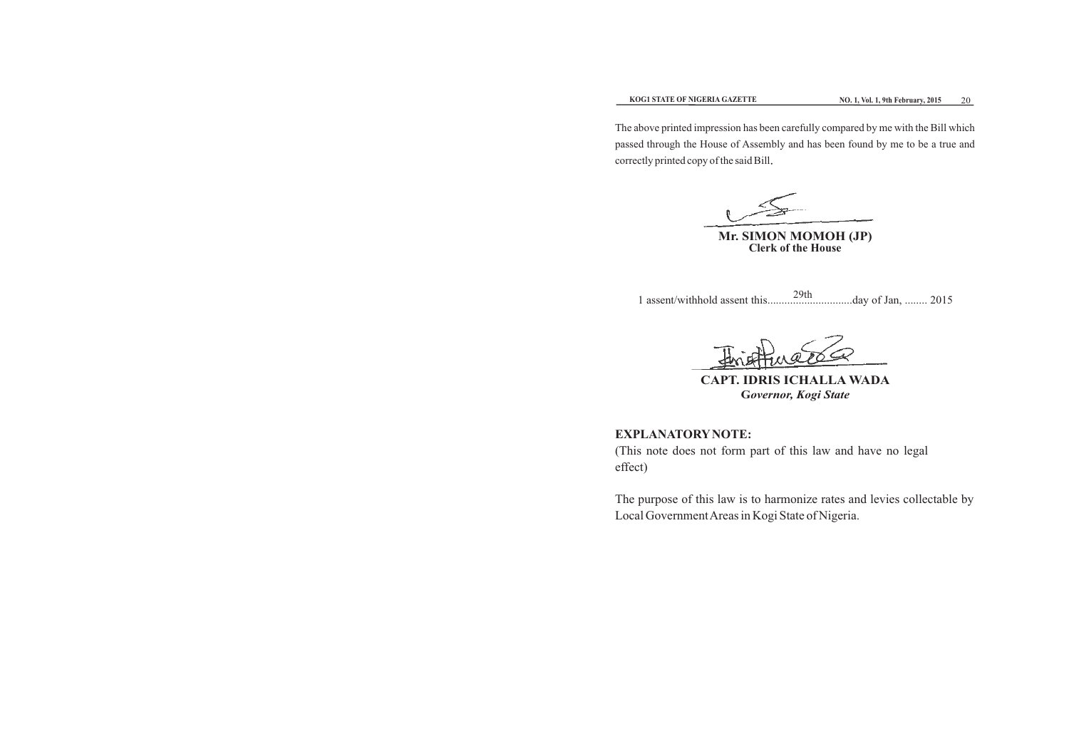The above printed impression has been carefully compared by me with the Bill which passed through the House of Assembly and has been found by me to be a true and correctly printed copy of the said Bill.

**Mr. SIMON MOMOH (JP)**
**Clerk of the House**

1 assent/withhold assent this.............29th.............day of Jan, ........ 2015

**CAPT. IDRIS ICHALLA WADA**
***Governor, Kogi State***

**EXPLANATORY NOTE:**

(This note does not form part of this law and have no legal effect)

The purpose of this law is to harmonize rates and levies collectable by Local Government Areas in Kogi State of Nigeria.